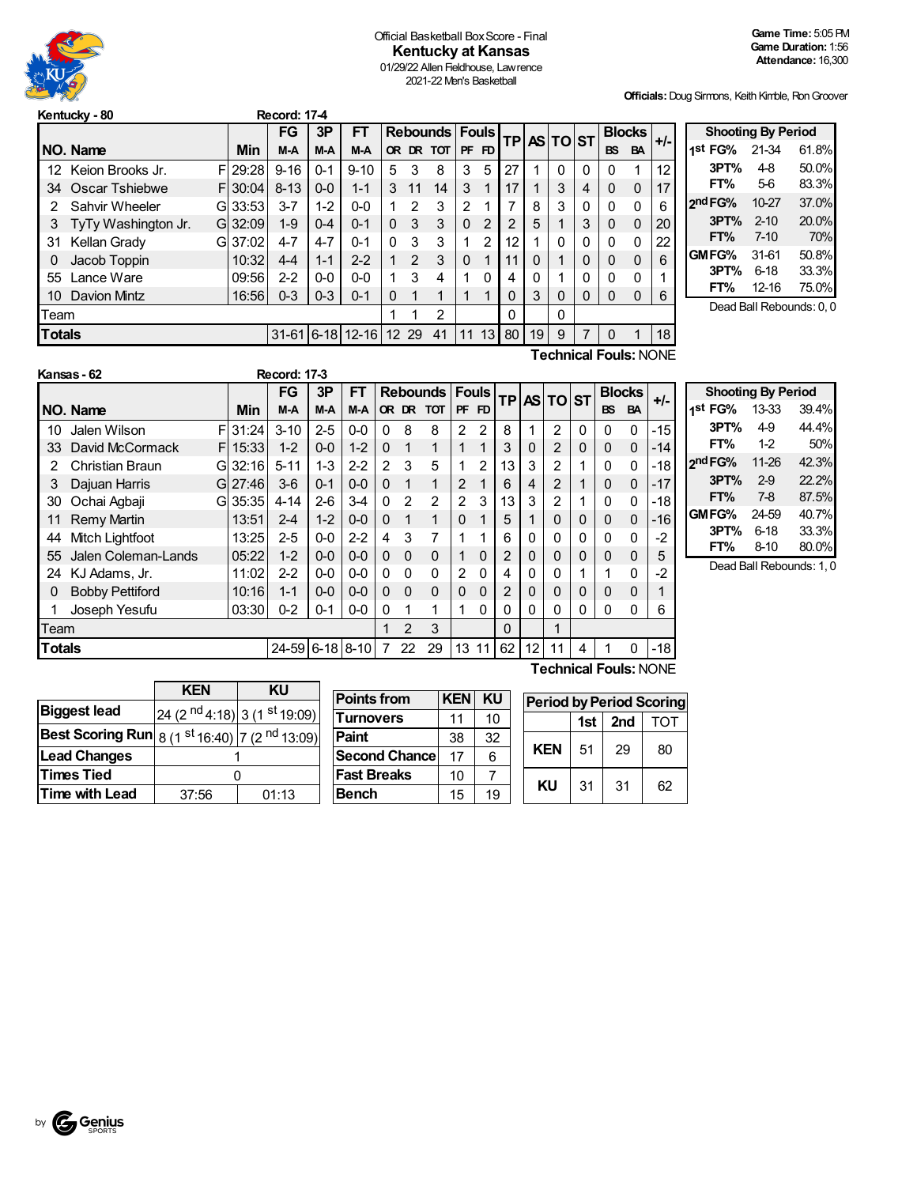# Official Basketball Box Score - Final

## Kentucky at Kansas

01/29/22 Allen Fieldhouse, Lawrence
2021-22 Men's Basketball

**Game Time:** 5:05 PM
**Game Duration:** 1:56
**Attendance:** 16,300

**Officials:** Doug Sirmons, Keith Kimble, Ron Groover

### Kentucky - 80 — Record: 17-4

| NO. | Name | | Min | FG M-A | 3P M-A | FT M-A | OR | DR | TOT | PF | FD | TP | AS | TO | ST | BS | BA | +/- |
|---|---|---|---|---|---|---|---|---|---|---|---|---|---|---|---|---|---|---|
| 12 | Keion Brooks Jr. | F | 29:28 | 9-16 | 0-1 | 9-10 | 5 | 3 | 8 | 3 | 5 | 27 | 1 | 0 | 0 | 0 | 1 | 12 |
| 34 | Oscar Tshiebwe | F | 30:04 | 8-13 | 0-0 | 1-1 | 3 | 11 | 14 | 3 | 1 | 17 | 1 | 3 | 4 | 0 | 0 | 17 |
| 2 | Sahvir Wheeler | G | 33:53 | 3-7 | 1-2 | 0-0 | 1 | 2 | 3 | 2 | 1 | 7 | 8 | 3 | 0 | 0 | 0 | 6 |
| 3 | TyTy Washington Jr. | G | 32:09 | 1-9 | 0-4 | 0-1 | 0 | 3 | 3 | 0 | 2 | 2 | 5 | 1 | 3 | 0 | 0 | 20 |
| 31 | Kellan Grady | G | 37:02 | 4-7 | 4-7 | 0-1 | 0 | 3 | 3 | 1 | 2 | 12 | 1 | 0 | 0 | 0 | 0 | 22 |
| 0 | Jacob Toppin | | 10:32 | 4-4 | 1-1 | 2-2 | 1 | 2 | 3 | 0 | 1 | 11 | 0 | 1 | 0 | 0 | 0 | 6 |
| 55 | Lance Ware | | 09:56 | 2-2 | 0-0 | 0-0 | 1 | 3 | 4 | 1 | 0 | 4 | 0 | 1 | 0 | 0 | 0 | 1 |
| 10 | Davion Mintz | | 16:56 | 0-3 | 0-3 | 0-1 | 0 | 1 | 1 | 1 | 1 | 0 | 3 | 0 | 0 | 0 | 0 | 6 |
| | Team | | | | | | 1 | 1 | 2 | | | 0 | | 0 | | | | |
| | **Totals** | | | 31-61 | 6-18 | 12-16 | 12 | 29 | 41 | 11 | 13 | 80 | 19 | 9 | 7 | 0 | 1 | 18 |

**Technical Fouls:** NONE

| Shooting By Period | | |
|---|---|---|
| 1st FG% | 21-34 | 61.8% |
| 3PT% | 4-8 | 50.0% |
| FT% | 5-6 | 83.3% |
| 2nd FG% | 10-27 | 37.0% |
| 3PT% | 2-10 | 20.0% |
| FT% | 7-10 | 70% |
| GM FG% | 31-61 | 50.8% |
| 3PT% | 6-18 | 33.3% |
| FT% | 12-16 | 75.0% |

Dead Ball Rebounds: 0, 0

### Kansas - 62 — Record: 17-3

| NO. | Name | | Min | FG M-A | 3P M-A | FT M-A | OR | DR | TOT | PF | FD | TP | AS | TO | ST | BS | BA | +/- |
|---|---|---|---|---|---|---|---|---|---|---|---|---|---|---|---|---|---|---|
| 10 | Jalen Wilson | F | 31:24 | 3-10 | 2-5 | 0-0 | 0 | 8 | 8 | 2 | 2 | 8 | 1 | 2 | 0 | 0 | 0 | -15 |
| 33 | David McCormack | F | 15:33 | 1-2 | 0-0 | 1-2 | 0 | 1 | 1 | 1 | 1 | 3 | 0 | 2 | 0 | 0 | 0 | -14 |
| 2 | Christian Braun | G | 32:16 | 5-11 | 1-3 | 2-2 | 2 | 3 | 5 | 1 | 2 | 13 | 3 | 2 | 1 | 0 | 0 | -18 |
| 3 | Dajuan Harris | G | 27:46 | 3-6 | 0-1 | 0-0 | 0 | 1 | 1 | 2 | 1 | 6 | 4 | 2 | 1 | 0 | 0 | -17 |
| 30 | Ochai Agbaji | G | 35:35 | 4-14 | 2-6 | 3-4 | 0 | 2 | 2 | 2 | 3 | 13 | 3 | 2 | 1 | 0 | 0 | -18 |
| 11 | Remy Martin | | 13:51 | 2-4 | 1-2 | 0-0 | 0 | 1 | 1 | 0 | 1 | 5 | 1 | 0 | 0 | 0 | 0 | -16 |
| 44 | Mitch Lightfoot | | 13:25 | 2-5 | 0-0 | 2-2 | 4 | 3 | 7 | 1 | 1 | 6 | 0 | 0 | 0 | 0 | 0 | -2 |
| 55 | Jalen Coleman-Lands | | 05:22 | 1-2 | 0-0 | 0-0 | 0 | 0 | 0 | 1 | 0 | 2 | 0 | 0 | 0 | 0 | 0 | 5 |
| 24 | KJ Adams, Jr. | | 11:02 | 2-2 | 0-0 | 0-0 | 0 | 0 | 0 | 2 | 0 | 4 | 0 | 0 | 1 | 1 | 0 | -2 |
| 0 | Bobby Pettiford | | 10:16 | 1-1 | 0-0 | 0-0 | 0 | 0 | 0 | 0 | 0 | 2 | 0 | 0 | 0 | 0 | 0 | 1 |
| 1 | Joseph Yesufu | | 03:30 | 0-2 | 0-1 | 0-0 | 0 | 1 | 1 | 1 | 0 | 0 | 0 | 0 | 0 | 0 | 0 | 6 |
| | Team | | | | | | 1 | 2 | 3 | | | 0 | | 1 | | | | |
| | **Totals** | | | 24-59 | 6-18 | 8-10 | 7 | 22 | 29 | 13 | 11 | 62 | 12 | 11 | 4 | 1 | 0 | -18 |

**Technical Fouls:** NONE

| Shooting By Period | | |
|---|---|---|
| 1st FG% | 13-33 | 39.4% |
| 3PT% | 4-9 | 44.4% |
| FT% | 1-2 | 50% |
| 2nd FG% | 11-26 | 42.3% |
| 3PT% | 2-9 | 22.2% |
| FT% | 7-8 | 87.5% |
| GM FG% | 24-59 | 40.7% |
| 3PT% | 6-18 | 33.3% |
| FT% | 8-10 | 80.0% |

Dead Ball Rebounds: 1, 0

| | KEN | KU |
|---|---|---|
| Biggest lead | 24 (2nd 4:18) | 3 (1st 19:09) |
| Best Scoring Run | 8 (1st 16:40) | 7 (2nd 13:09) |
| Lead Changes | 1 | |
| Times Tied | 0 | |
| Time with Lead | 37:56 | 01:13 |

| Points from | KEN | KU |
|---|---|---|
| Turnovers | 11 | 10 |
| Paint | 38 | 32 |
| Second Chance | 17 | 6 |
| Fast Breaks | 10 | 7 |
| Bench | 15 | 19 |

| Period by Period Scoring | 1st | 2nd | TOT |
|---|---|---|---|
| KEN | 51 | 29 | 80 |
| KU | 31 | 31 | 62 |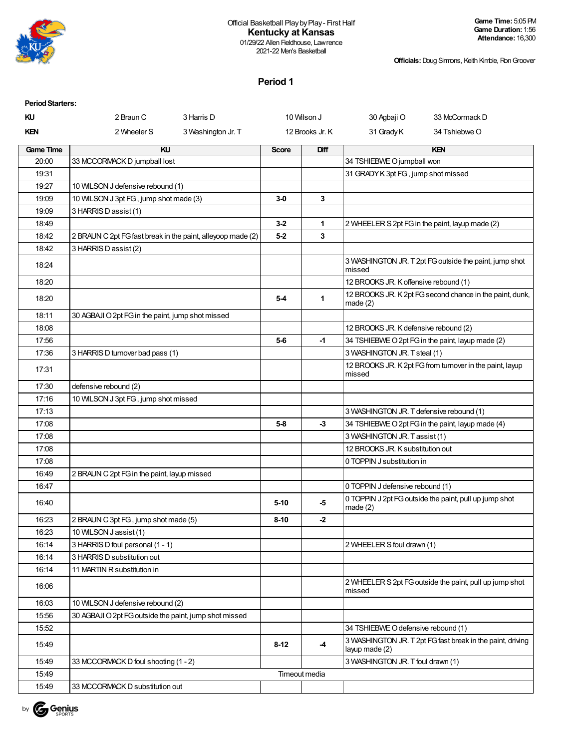Official Basketball Play by Play - First Half
**Kentucky at Kansas**
01/29/22 Allen Fieldhouse, Lawrence
2021-22 Men's Basketball

**Game Time:** 5:05 PM
**Game Duration:** 1:56
**Attendance:** 16,300

**Officials:** Doug Sirmons, Keith Kimble, Ron Groover

## Period 1

**Period Starters:**

| | | | | | |
|---|---|---|---|---|---|
| **KU** | 2 Braun C | 3 Harris D | 10 Wilson J | 30 Agbaji O | 33 McCormack D |
| **KEN** | 2 Wheeler S | 3 Washington Jr. T | 12 Brooks Jr. K | 31 Grady K | 34 Tshiebwe O |

| Game Time | KU | Score | Diff | KEN |
|---|---|---|---|---|
| 20:00 | 33 MCCORMACK D jumpball lost | | | 34 TSHIEBWE O jumpball won |
| 19:31 | | | | 31 GRADY K 3pt FG , jump shot missed |
| 19:27 | 10 WILSON J defensive rebound (1) | | | |
| 19:09 | 10 WILSON J 3pt FG , jump shot made (3) | 3-0 | 3 | |
| 19:09 | 3 HARRIS D assist (1) | | | |
| 18:49 | | 3-2 | 1 | 2 WHEELER S 2pt FG in the paint, layup made (2) |
| 18:42 | 2 BRAUN C 2pt FG fast break in the paint, alleyoop made (2) | 5-2 | 3 | |
| 18:42 | 3 HARRIS D assist (2) | | | |
| 18:24 | | | | 3 WASHINGTON JR. T 2pt FG outside the paint, jump shot missed |
| 18:20 | | | | 12 BROOKS JR. K offensive rebound (1) |
| 18:20 | | 5-4 | 1 | 12 BROOKS JR. K 2pt FG second chance in the paint, dunk, made (2) |
| 18:11 | 30 AGBAJI O 2pt FG in the paint, jump shot missed | | | |
| 18:08 | | | | 12 BROOKS JR. K defensive rebound (2) |
| 17:56 | | 5-6 | -1 | 34 TSHIEBWE O 2pt FG in the paint, layup made (2) |
| 17:36 | 3 HARRIS D turnover bad pass (1) | | | 3 WASHINGTON JR. T steal (1) |
| 17:31 | | | | 12 BROOKS JR. K 2pt FG from turnover in the paint, layup missed |
| 17:30 | defensive rebound (2) | | | |
| 17:16 | 10 WILSON J 3pt FG , jump shot missed | | | |
| 17:13 | | | | 3 WASHINGTON JR. T defensive rebound (1) |
| 17:08 | | 5-8 | -3 | 34 TSHIEBWE O 2pt FG in the paint, layup made (4) |
| 17:08 | | | | 3 WASHINGTON JR. T assist (1) |
| 17:08 | | | | 12 BROOKS JR. K substitution out |
| 17:08 | | | | 0 TOPPIN J substitution in |
| 16:49 | 2 BRAUN C 2pt FG in the paint, layup missed | | | |
| 16:47 | | | | 0 TOPPIN J defensive rebound (1) |
| 16:40 | | 5-10 | -5 | 0 TOPPIN J 2pt FG outside the paint, pull up jump shot made (2) |
| 16:23 | 2 BRAUN C 3pt FG , jump shot made (5) | 8-10 | -2 | |
| 16:23 | 10 WILSON J assist (1) | | | |
| 16:14 | 3 HARRIS D foul personal (1 - 1) | | | 2 WHEELER S foul drawn (1) |
| 16:14 | 3 HARRIS D substitution out | | | |
| 16:14 | 11 MARTIN R substitution in | | | |
| 16:06 | | | | 2 WHEELER S 2pt FG outside the paint, pull up jump shot missed |
| 16:03 | 10 WILSON J defensive rebound (2) | | | |
| 15:56 | 30 AGBAJI O 2pt FG outside the paint, jump shot missed | | | |
| 15:52 | | | | 34 TSHIEBWE O defensive rebound (1) |
| 15:49 | | 8-12 | -4 | 3 WASHINGTON JR. T 2pt FG fast break in the paint, driving layup made (2) |
| 15:49 | 33 MCCORMACK D foul shooting (1 - 2) | | | 3 WASHINGTON JR. T foul drawn (1) |
| 15:49 | | Timeout media | | |
| 15:49 | 33 MCCORMACK D substitution out | | | |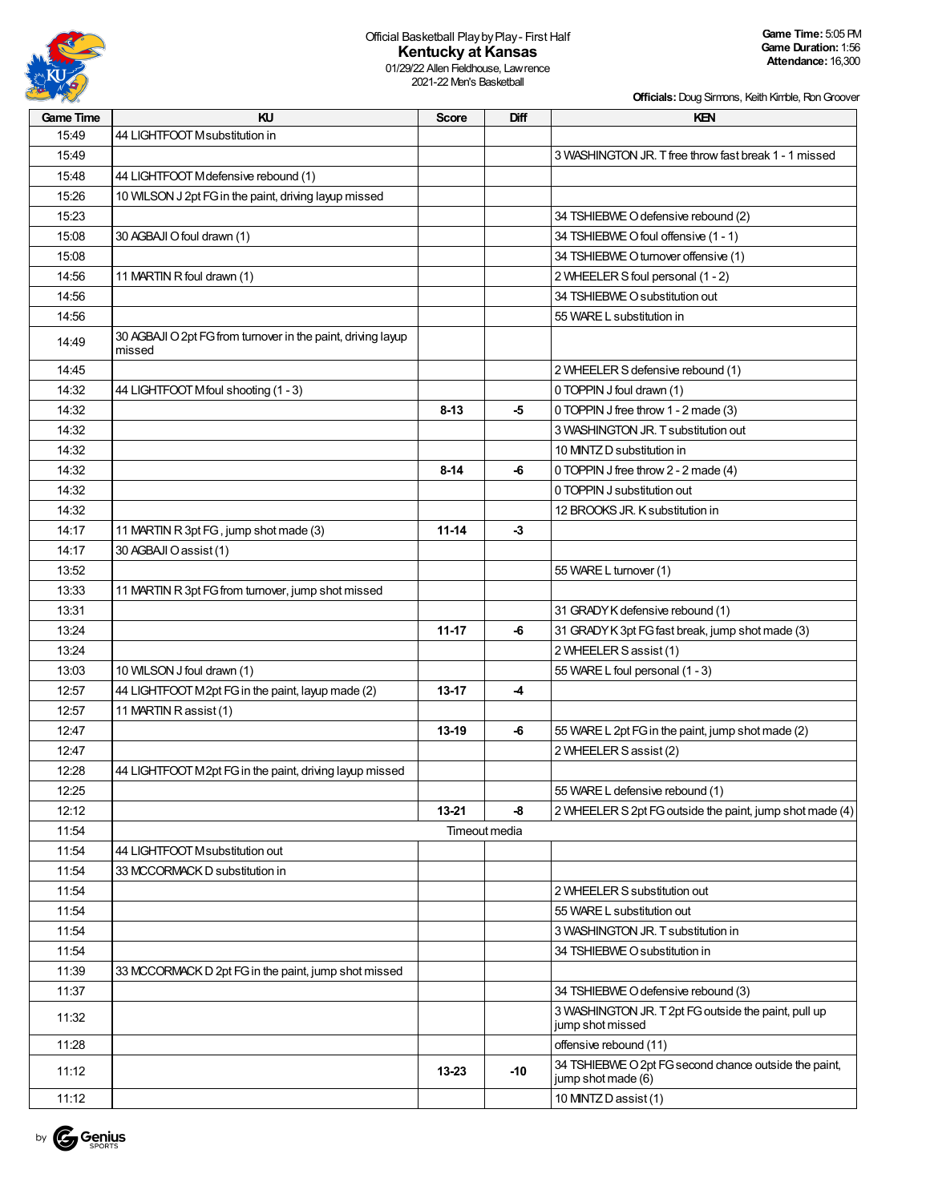Official Basketball Play by Play - First Half

# Kentucky at Kansas

01/29/22 Allen Fieldhouse, Lawrence
2021-22 Men's Basketball

**Game Time:** 5:05 PM
**Game Duration:** 1:56
**Attendance:** 16,300

**Officials:** Doug Sirmons, Keith Kimble, Ron Groover

| Game Time | KU | Score | Diff | KEN |
|---|---|---|---|---|
| 15:49 | 44 LIGHTFOOT M substitution in | | | |
| 15:49 | | | | 3 WASHINGTON JR. T free throw fast break 1 - 1 missed |
| 15:48 | 44 LIGHTFOOT M defensive rebound (1) | | | |
| 15:26 | 10 WILSON J 2pt FG in the paint, driving layup missed | | | |
| 15:23 | | | | 34 TSHIEBWE O defensive rebound (2) |
| 15:08 | 30 AGBAJI O foul drawn (1) | | | 34 TSHIEBWE O foul offensive (1 - 1) |
| 15:08 | | | | 34 TSHIEBWE O turnover offensive (1) |
| 14:56 | 11 MARTIN R foul drawn (1) | | | 2 WHEELER S foul personal (1 - 2) |
| 14:56 | | | | 34 TSHIEBWE O substitution out |
| 14:56 | | | | 55 WARE L substitution in |
| 14:49 | 30 AGBAJI O 2pt FG from turnover in the paint, driving layup missed | | | |
| 14:45 | | | | 2 WHEELER S defensive rebound (1) |
| 14:32 | 44 LIGHTFOOT M foul shooting (1 - 3) | | | 0 TOPPIN J foul drawn (1) |
| 14:32 | | 8-13 | -5 | 0 TOPPIN J free throw 1 - 2 made (3) |
| 14:32 | | | | 3 WASHINGTON JR. T substitution out |
| 14:32 | | | | 10 MINTZ D substitution in |
| 14:32 | | 8-14 | -6 | 0 TOPPIN J free throw 2 - 2 made (4) |
| 14:32 | | | | 0 TOPPIN J substitution out |
| 14:32 | | | | 12 BROOKS JR. K substitution in |
| 14:17 | 11 MARTIN R 3pt FG, jump shot made (3) | 11-14 | -3 | |
| 14:17 | 30 AGBAJI O assist (1) | | | |
| 13:52 | | | | 55 WARE L turnover (1) |
| 13:33 | 11 MARTIN R 3pt FG from turnover, jump shot missed | | | |
| 13:31 | | | | 31 GRADY K defensive rebound (1) |
| 13:24 | | 11-17 | -6 | 31 GRADY K 3pt FG fast break, jump shot made (3) |
| 13:24 | | | | 2 WHEELER S assist (1) |
| 13:03 | 10 WILSON J foul drawn (1) | | | 55 WARE L foul personal (1 - 3) |
| 12:57 | 44 LIGHTFOOT M 2pt FG in the paint, layup made (2) | 13-17 | -4 | |
| 12:57 | 11 MARTIN R assist (1) | | | |
| 12:47 | | 13-19 | -6 | 55 WARE L 2pt FG in the paint, jump shot made (2) |
| 12:47 | | | | 2 WHEELER S assist (2) |
| 12:28 | 44 LIGHTFOOT M 2pt FG in the paint, driving layup missed | | | |
| 12:25 | | | | 55 WARE L defensive rebound (1) |
| 12:12 | | 13-21 | -8 | 2 WHEELER S 2pt FG outside the paint, jump shot made (4) |
| 11:54 | | Timeout media | | |
| 11:54 | 44 LIGHTFOOT M substitution out | | | |
| 11:54 | 33 MCCORMACK D substitution in | | | |
| 11:54 | | | | 2 WHEELER S substitution out |
| 11:54 | | | | 55 WARE L substitution out |
| 11:54 | | | | 3 WASHINGTON JR. T substitution in |
| 11:54 | | | | 34 TSHIEBWE O substitution in |
| 11:39 | 33 MCCORMACK D 2pt FG in the paint, jump shot missed | | | |
| 11:37 | | | | 34 TSHIEBWE O defensive rebound (3) |
| 11:32 | | | | 3 WASHINGTON JR. T 2pt FG outside the paint, pull up jump shot missed |
| 11:28 | | | | offensive rebound (11) |
| 11:12 | | 13-23 | -10 | 34 TSHIEBWE O 2pt FG second chance outside the paint, jump shot made (6) |
| 11:12 | | | | 10 MINTZ D assist (1) |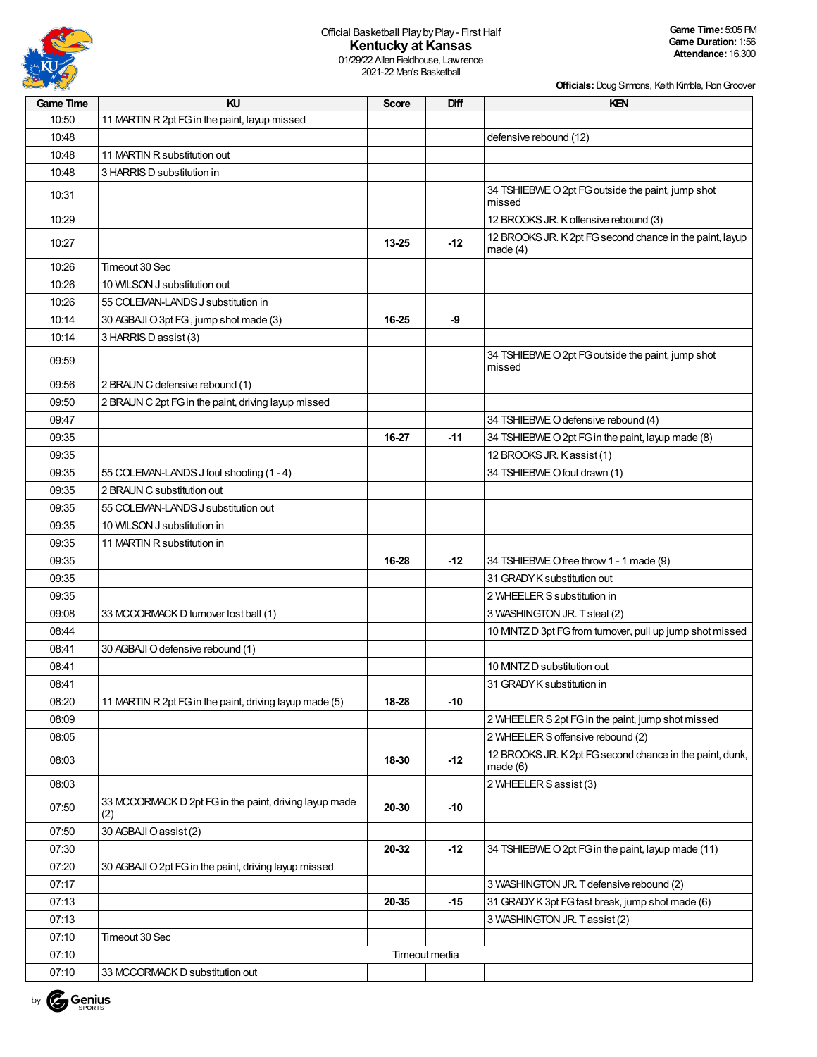Official Basketball Play by Play - First Half

# Kentucky at Kansas

01/29/22 Allen Fieldhouse, Lawrence
2021-22 Men's Basketball

**Game Time:** 5:05 PM
**Game Duration:** 1:56
**Attendance:** 16,300

**Officials:** Doug Sirmons, Keith Kimble, Ron Groover

| Game Time | KU | Score | Diff | KEN |
|---|---|---|---|---|
| 10:50 | 11 MARTIN R 2pt FG in the paint, layup missed | | | |
| 10:48 | | | | defensive rebound (12) |
| 10:48 | 11 MARTIN R substitution out | | | |
| 10:48 | 3 HARRIS D substitution in | | | |
| 10:31 | | | | 34 TSHIEBWE O 2pt FG outside the paint, jump shot missed |
| 10:29 | | | | 12 BROOKS JR. K offensive rebound (3) |
| 10:27 | | 13-25 | -12 | 12 BROOKS JR. K 2pt FG second chance in the paint, layup made (4) |
| 10:26 | Timeout 30 Sec | | | |
| 10:26 | 10 WILSON J substitution out | | | |
| 10:26 | 55 COLEMAN-LANDS J substitution in | | | |
| 10:14 | 30 AGBAJI O 3pt FG , jump shot made (3) | 16-25 | -9 | |
| 10:14 | 3 HARRIS D assist (3) | | | |
| 09:59 | | | | 34 TSHIEBWE O 2pt FG outside the paint, jump shot missed |
| 09:56 | 2 BRAUN C defensive rebound (1) | | | |
| 09:50 | 2 BRAUN C 2pt FG in the paint, driving layup missed | | | |
| 09:47 | | | | 34 TSHIEBWE O defensive rebound (4) |
| 09:35 | | 16-27 | -11 | 34 TSHIEBWE O 2pt FG in the paint, layup made (8) |
| 09:35 | | | | 12 BROOKS JR. K assist (1) |
| 09:35 | 55 COLEMAN-LANDS J foul shooting (1 - 4) | | | 34 TSHIEBWE O foul drawn (1) |
| 09:35 | 2 BRAUN C substitution out | | | |
| 09:35 | 55 COLEMAN-LANDS J substitution out | | | |
| 09:35 | 10 WILSON J substitution in | | | |
| 09:35 | 11 MARTIN R substitution in | | | |
| 09:35 | | 16-28 | -12 | 34 TSHIEBWE O free throw 1 - 1 made (9) |
| 09:35 | | | | 31 GRADY K substitution out |
| 09:35 | | | | 2 WHEELER S substitution in |
| 09:08 | 33 MCCORMACK D turnover lost ball (1) | | | 3 WASHINGTON JR. T steal (2) |
| 08:44 | | | | 10 MINTZ D 3pt FG from turnover, pull up jump shot missed |
| 08:41 | 30 AGBAJI O defensive rebound (1) | | | |
| 08:41 | | | | 10 MINTZ D substitution out |
| 08:41 | | | | 31 GRADY K substitution in |
| 08:20 | 11 MARTIN R 2pt FG in the paint, driving layup made (5) | 18-28 | -10 | |
| 08:09 | | | | 2 WHEELER S 2pt FG in the paint, jump shot missed |
| 08:05 | | | | 2 WHEELER S offensive rebound (2) |
| 08:03 | | 18-30 | -12 | 12 BROOKS JR. K 2pt FG second chance in the paint, dunk, made (6) |
| 08:03 | | | | 2 WHEELER S assist (3) |
| 07:50 | 33 MCCORMACK D 2pt FG in the paint, driving layup made (2) | 20-30 | -10 | |
| 07:50 | 30 AGBAJI O assist (2) | | | |
| 07:30 | | 20-32 | -12 | 34 TSHIEBWE O 2pt FG in the paint, layup made (11) |
| 07:20 | 30 AGBAJI O 2pt FG in the paint, driving layup missed | | | |
| 07:17 | | | | 3 WASHINGTON JR. T defensive rebound (2) |
| 07:13 | | 20-35 | -15 | 31 GRADY K 3pt FG fast break, jump shot made (6) |
| 07:13 | | | | 3 WASHINGTON JR. T assist (2) |
| 07:10 | Timeout 30 Sec | | | |
| 07:10 | | Timeout media | | |
| 07:10 | 33 MCCORMACK D substitution out | | | |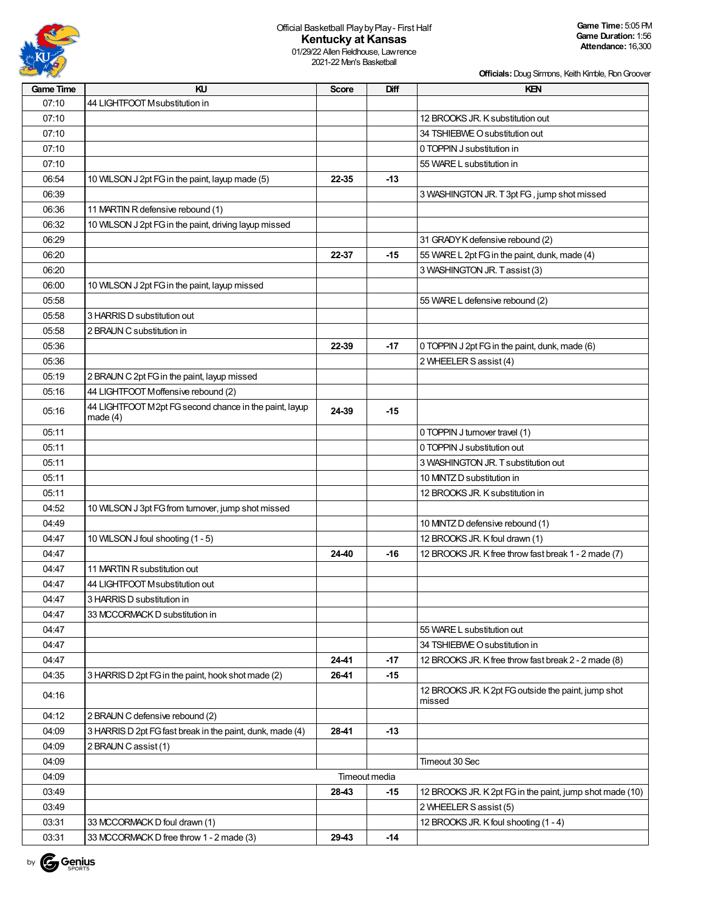Official Basketball Play by Play - First Half

## Kentucky at Kansas

01/29/22 Allen Fieldhouse, Lawrence
2021-22 Men's Basketball

**Game Time:** 5:05 PM
**Game Duration:** 1:56
**Attendance:** 16,300

**Officials:** Doug Sirmons, Keith Kimble, Ron Groover

| Game Time | KU | Score | Diff | KEN |
|---|---|---|---|---|
| 07:10 | 44 LIGHTFOOT M substitution in | | | |
| 07:10 | | | | 12 BROOKS JR. K substitution out |
| 07:10 | | | | 34 TSHIEBWE O substitution out |
| 07:10 | | | | 0 TOPPIN J substitution in |
| 07:10 | | | | 55 WARE L substitution in |
| 06:54 | 10 WILSON J 2pt FG in the paint, layup made (5) | 22-35 | -13 | |
| 06:39 | | | | 3 WASHINGTON JR. T 3pt FG , jump shot missed |
| 06:36 | 11 MARTIN R defensive rebound (1) | | | |
| 06:32 | 10 WILSON J 2pt FG in the paint, driving layup missed | | | |
| 06:29 | | | | 31 GRADY K defensive rebound (2) |
| 06:20 | | 22-37 | -15 | 55 WARE L 2pt FG in the paint, dunk, made (4) |
| 06:20 | | | | 3 WASHINGTON JR. T assist (3) |
| 06:00 | 10 WILSON J 2pt FG in the paint, layup missed | | | |
| 05:58 | | | | 55 WARE L defensive rebound (2) |
| 05:58 | 3 HARRIS D substitution out | | | |
| 05:58 | 2 BRAUN C substitution in | | | |
| 05:36 | | 22-39 | -17 | 0 TOPPIN J 2pt FG in the paint, dunk, made (6) |
| 05:36 | | | | 2 WHEELER S assist (4) |
| 05:19 | 2 BRAUN C 2pt FG in the paint, layup missed | | | |
| 05:16 | 44 LIGHTFOOT M offensive rebound (2) | | | |
| 05:16 | 44 LIGHTFOOT M 2pt FG second chance in the paint, layup made (4) | 24-39 | -15 | |
| 05:11 | | | | 0 TOPPIN J turnover travel (1) |
| 05:11 | | | | 0 TOPPIN J substitution out |
| 05:11 | | | | 3 WASHINGTON JR. T substitution out |
| 05:11 | | | | 10 MINTZ D substitution in |
| 05:11 | | | | 12 BROOKS JR. K substitution in |
| 04:52 | 10 WILSON J 3pt FG from turnover, jump shot missed | | | |
| 04:49 | | | | 10 MINTZ D defensive rebound (1) |
| 04:47 | 10 WILSON J foul shooting (1 - 5) | | | 12 BROOKS JR. K foul drawn (1) |
| 04:47 | | 24-40 | -16 | 12 BROOKS JR. K free throw fast break 1 - 2 made (7) |
| 04:47 | 11 MARTIN R substitution out | | | |
| 04:47 | 44 LIGHTFOOT M substitution out | | | |
| 04:47 | 3 HARRIS D substitution in | | | |
| 04:47 | 33 MCCORMACK D substitution in | | | |
| 04:47 | | | | 55 WARE L substitution out |
| 04:47 | | | | 34 TSHIEBWE O substitution in |
| 04:47 | | 24-41 | -17 | 12 BROOKS JR. K free throw fast break 2 - 2 made (8) |
| 04:35 | 3 HARRIS D 2pt FG in the paint, hook shot made (2) | 26-41 | -15 | |
| 04:16 | | | | 12 BROOKS JR. K 2pt FG outside the paint, jump shot missed |
| 04:12 | 2 BRAUN C defensive rebound (2) | | | |
| 04:09 | 3 HARRIS D 2pt FG fast break in the paint, dunk, made (4) | 28-41 | -13 | |
| 04:09 | 2 BRAUN C assist (1) | | | |
| 04:09 | | | | Timeout 30 Sec |
| 04:09 | Timeout media | | | |
| 03:49 | | 28-43 | -15 | 12 BROOKS JR. K 2pt FG in the paint, jump shot made (10) |
| 03:49 | | | | 2 WHEELER S assist (5) |
| 03:31 | 33 MCCORMACK D foul drawn (1) | | | 12 BROOKS JR. K foul shooting (1 - 4) |
| 03:31 | 33 MCCORMACK D free throw 1 - 2 made (3) | 29-43 | -14 | |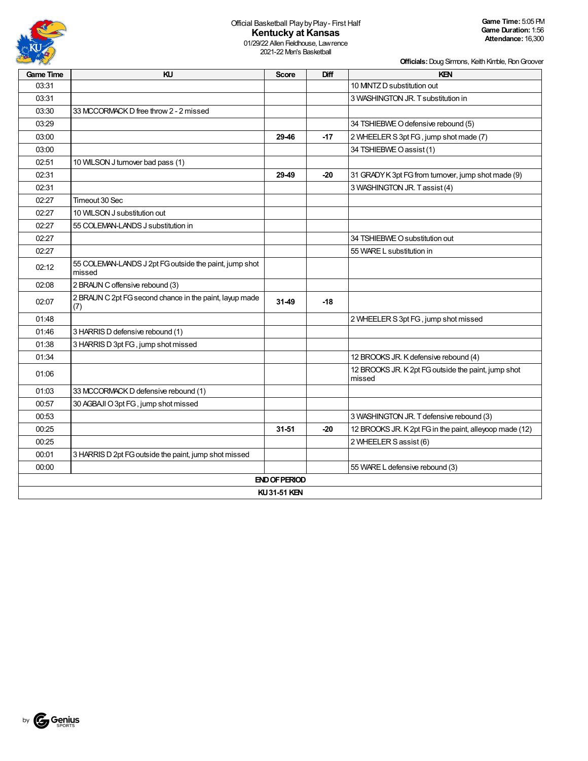Official Basketball Play by Play - First Half

# Kentucky at Kansas

01/29/22 Allen Fieldhouse, Lawrence
2021-22 Men's Basketball

**Game Time:** 5:05 PM
**Game Duration:** 1:56
**Attendance:** 16,300

**Officials:** Doug Sirmons, Keith Kimble, Ron Groover

| Game Time | KU | Score | Diff | KEN |
|---|---|---|---|---|
| 03:31 | | | | 10 MINTZ D substitution out |
| 03:31 | | | | 3 WASHINGTON JR. T substitution in |
| 03:30 | 33 MCCORMACK D free throw 2 - 2 missed | | | |
| 03:29 | | | | 34 TSHIEBWE O defensive rebound (5) |
| 03:00 | | 29-46 | -17 | 2 WHEELER S 3pt FG , jump shot made (7) |
| 03:00 | | | | 34 TSHIEBWE O assist (1) |
| 02:51 | 10 WILSON J turnover bad pass (1) | | | |
| 02:31 | | 29-49 | -20 | 31 GRADY K 3pt FG from turnover, jump shot made (9) |
| 02:31 | | | | 3 WASHINGTON JR. T assist (4) |
| 02:27 | Timeout 30 Sec | | | |
| 02:27 | 10 WILSON J substitution out | | | |
| 02:27 | 55 COLEMAN-LANDS J substitution in | | | |
| 02:27 | | | | 34 TSHIEBWE O substitution out |
| 02:27 | | | | 55 WARE L substitution in |
| 02:12 | 55 COLEMAN-LANDS J 2pt FG outside the paint, jump shot missed | | | |
| 02:08 | 2 BRAUN C offensive rebound (3) | | | |
| 02:07 | 2 BRAUN C 2pt FG second chance in the paint, layup made (7) | 31-49 | -18 | |
| 01:48 | | | | 2 WHEELER S 3pt FG , jump shot missed |
| 01:46 | 3 HARRIS D defensive rebound (1) | | | |
| 01:38 | 3 HARRIS D 3pt FG , jump shot missed | | | |
| 01:34 | | | | 12 BROOKS JR. K defensive rebound (4) |
| 01:06 | | | | 12 BROOKS JR. K 2pt FG outside the paint, jump shot missed |
| 01:03 | 33 MCCORMACK D defensive rebound (1) | | | |
| 00:57 | 30 AGBAJI O 3pt FG , jump shot missed | | | |
| 00:53 | | | | 3 WASHINGTON JR. T defensive rebound (3) |
| 00:25 | | 31-51 | -20 | 12 BROOKS JR. K 2pt FG in the paint, alleyoop made (12) |
| 00:25 | | | | 2 WHEELER S assist (6) |
| 00:01 | 3 HARRIS D 2pt FG outside the paint, jump shot missed | | | |
| 00:00 | | | | 55 WARE L defensive rebound (3) |
| **END OF PERIOD** | | | | |
| **KU 31-51 KEN** | | | | |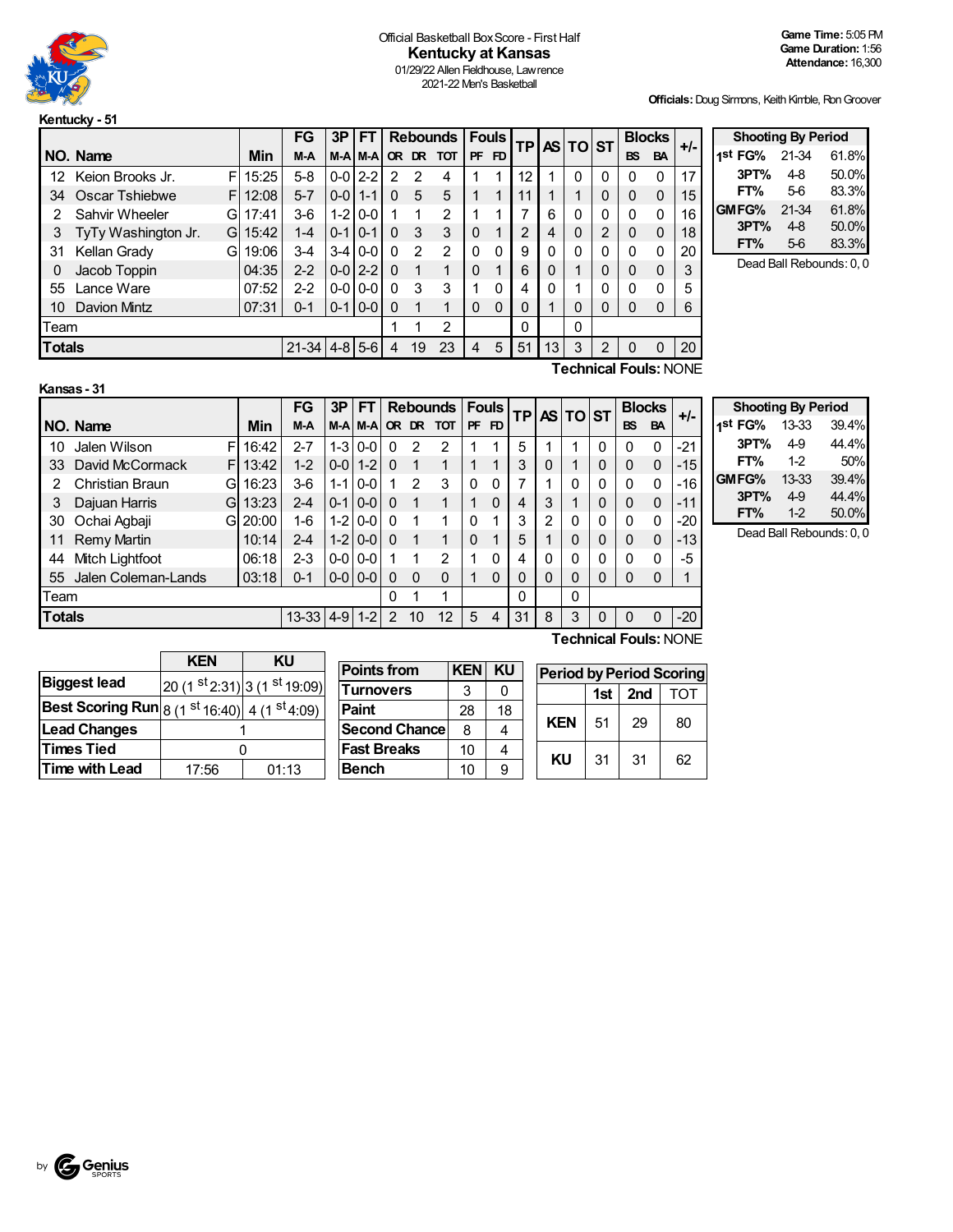# Official Basketball Box Score - First Half

## Kentucky at Kansas

01/29/22 Allen Fieldhouse, Lawrence
2021-22 Men's Basketball

**Game Time:** 5:05 PM
**Game Duration:** 1:56
**Attendance:** 16,300

**Officials:** Doug Sirmons, Keith Kimble, Ron Groover

### Kentucky - 51

| NO. | Name | | Min | FG M-A | 3P M-A | FT M-A | Rebounds OR | DR | TOT | Fouls PF | FD | TP | AS | TO | ST | Blocks BS | BA | +/- |
|---|---|---|---|---|---|---|---|---|---|---|---|---|---|---|---|---|---|---|
| 12 | Keion Brooks Jr. | F | 15:25 | 5-8 | 0-0 | 2-2 | 2 | 2 | 4 | 1 | 1 | 12 | 1 | 0 | 0 | 0 | 0 | 17 |
| 34 | Oscar Tshiebwe | F | 12:08 | 5-7 | 0-0 | 1-1 | 0 | 5 | 5 | 1 | 1 | 11 | 1 | 1 | 0 | 0 | 0 | 15 |
| 2 | Sahvir Wheeler | G | 17:41 | 3-6 | 1-2 | 0-0 | 1 | 1 | 2 | 1 | 1 | 7 | 6 | 0 | 0 | 0 | 0 | 16 |
| 3 | TyTy Washington Jr. | G | 15:42 | 1-4 | 0-1 | 0-1 | 0 | 3 | 3 | 0 | 1 | 2 | 4 | 0 | 2 | 0 | 0 | 18 |
| 31 | Kellan Grady | G | 19:06 | 3-4 | 3-4 | 0-0 | 0 | 2 | 2 | 0 | 0 | 9 | 0 | 0 | 0 | 0 | 0 | 20 |
| 0 | Jacob Toppin | | 04:35 | 2-2 | 0-0 | 2-2 | 0 | 1 | 1 | 0 | 1 | 6 | 0 | 1 | 0 | 0 | 0 | 3 |
| 55 | Lance Ware | | 07:52 | 2-2 | 0-0 | 0-0 | 0 | 3 | 3 | 1 | 0 | 4 | 0 | 1 | 0 | 0 | 0 | 5 |
| 10 | Davion Mintz | | 07:31 | 0-1 | 0-1 | 0-0 | 0 | 1 | 1 | 0 | 0 | 0 | 1 | 0 | 0 | 0 | 0 | 6 |
| | Team | | | | | | 1 | 1 | 2 | | | 0 | | 0 | | | | |
| | **Totals** | | | 21-34 | 4-8 | 5-6 | 4 | 19 | 23 | 4 | 5 | 51 | 13 | 3 | 2 | 0 | 0 | 20 |

**Technical Fouls:** NONE

| Shooting By Period | | |
|---|---|---|
| 1st FG% | 21-34 | 61.8% |
| 3PT% | 4-8 | 50.0% |
| FT% | 5-6 | 83.3% |
| GM FG% | 21-34 | 61.8% |
| 3PT% | 4-8 | 50.0% |
| FT% | 5-6 | 83.3% |

Dead Ball Rebounds: 0, 0

### Kansas - 31

| NO. | Name | | Min | FG M-A | 3P M-A | FT M-A | Rebounds OR | DR | TOT | Fouls PF | FD | TP | AS | TO | ST | Blocks BS | BA | +/- |
|---|---|---|---|---|---|---|---|---|---|---|---|---|---|---|---|---|---|---|
| 10 | Jalen Wilson | F | 16:42 | 2-7 | 1-3 | 0-0 | 0 | 2 | 2 | 1 | 1 | 5 | 1 | 1 | 0 | 0 | 0 | -21 |
| 33 | David McCormack | F | 13:42 | 1-2 | 0-0 | 1-2 | 0 | 1 | 1 | 1 | 1 | 3 | 0 | 1 | 0 | 0 | 0 | -15 |
| 2 | Christian Braun | G | 16:23 | 3-6 | 1-1 | 0-0 | 1 | 2 | 3 | 0 | 0 | 7 | 1 | 0 | 0 | 0 | 0 | -16 |
| 3 | Dajuan Harris | G | 13:23 | 2-4 | 0-1 | 0-0 | 0 | 1 | 1 | 1 | 0 | 4 | 3 | 1 | 0 | 0 | 0 | -11 |
| 30 | Ochai Agbaji | G | 20:00 | 1-6 | 1-2 | 0-0 | 0 | 1 | 1 | 0 | 1 | 3 | 2 | 0 | 0 | 0 | 0 | -20 |
| 11 | Remy Martin | | 10:14 | 2-4 | 1-2 | 0-0 | 0 | 1 | 1 | 0 | 1 | 5 | 1 | 0 | 0 | 0 | 0 | -13 |
| 44 | Mitch Lightfoot | | 06:18 | 2-3 | 0-0 | 0-0 | 1 | 1 | 2 | 1 | 0 | 4 | 0 | 0 | 0 | 0 | 0 | -5 |
| 55 | Jalen Coleman-Lands | | 03:18 | 0-1 | 0-0 | 0-0 | 0 | 0 | 0 | 1 | 0 | 0 | 0 | 0 | 0 | 0 | 0 | 1 |
| | Team | | | | | | 0 | 1 | 1 | | | 0 | | 0 | | | | |
| | **Totals** | | | 13-33 | 4-9 | 1-2 | 2 | 10 | 12 | 5 | 4 | 31 | 8 | 3 | 0 | 0 | 0 | -20 |

**Technical Fouls:** NONE

| Shooting By Period | | |
|---|---|---|
| 1st FG% | 13-33 | 39.4% |
| 3PT% | 4-9 | 44.4% |
| FT% | 1-2 | 50% |
| GM FG% | 13-33 | 39.4% |
| 3PT% | 4-9 | 44.4% |
| FT% | 1-2 | 50.0% |

Dead Ball Rebounds: 0, 0

| | KEN | KU |
|---|---|---|
| Biggest lead | 20 (1st 2:31) | 3 (1st 19:09) |
| Best Scoring Run | 8 (1st 16:40) | 4 (1st 4:09) |
| Lead Changes | 1 | |
| Times Tied | 0 | |
| Time with Lead | 17:56 | 01:13 |

| Points from | KEN | KU |
|---|---|---|
| Turnovers | 3 | 0 |
| Paint | 28 | 18 |
| Second Chance | 8 | 4 |
| Fast Breaks | 10 | 4 |
| Bench | 10 | 9 |

| Period by Period Scoring | 1st | 2nd | TOT |
|---|---|---|---|
| KEN | 51 | 29 | 80 |
| KU | 31 | 31 | 62 |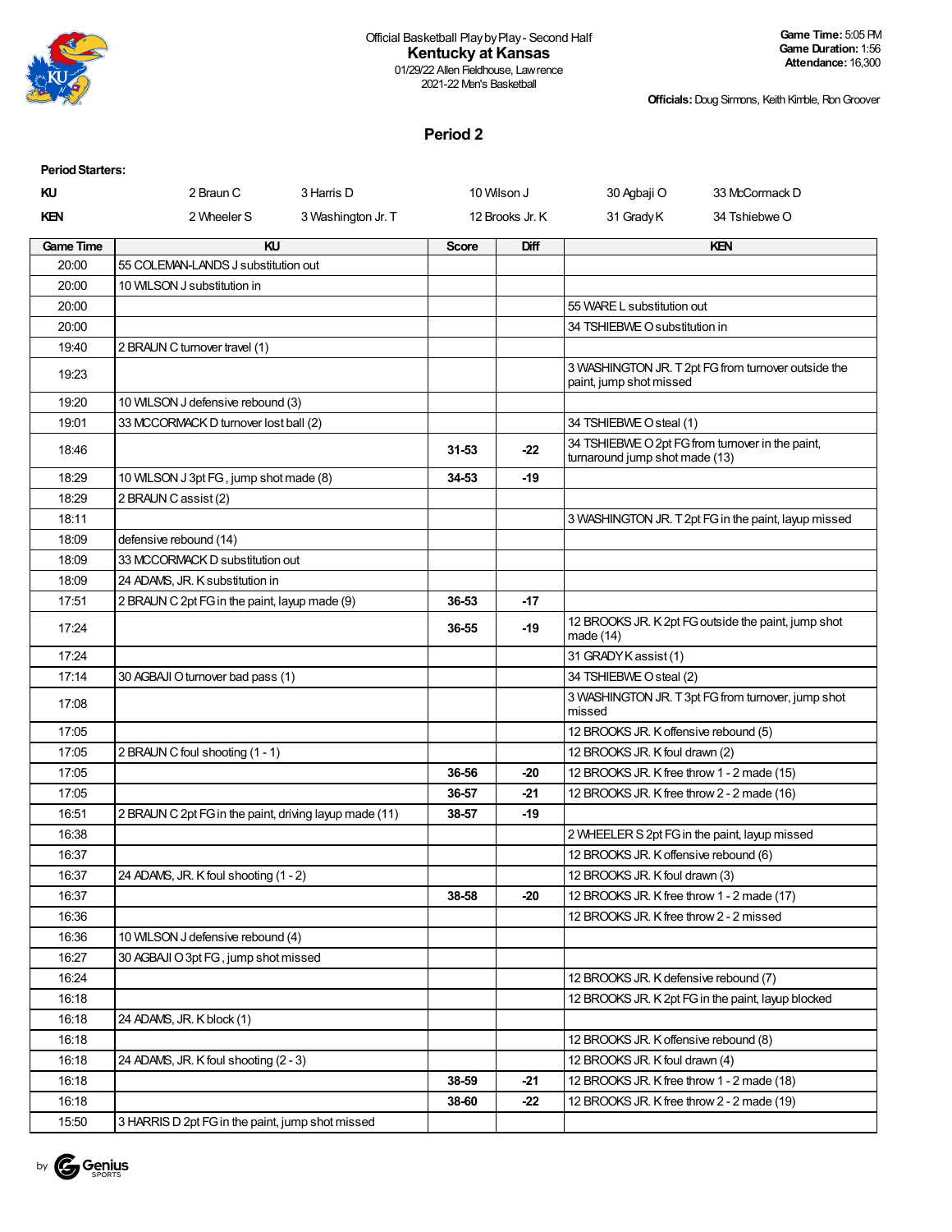Official Basketball Play by Play - Second Half

# Kentucky at Kansas

01/29/22 Allen Fieldhouse, Lawrence
2021-22 Men's Basketball

**Game Time:** 5:05 PM
**Game Duration:** 1:56
**Attendance:** 16,300

**Officials:** Doug Sirmons, Keith Kimble, Ron Groover

## Period 2

**Period Starters:**

| | | | | | |
|---|---|---|---|---|---|
| **KU** | 2 Braun C | 3 Harris D | 10 Wilson J | 30 Agbaji O | 33 McCormack D |
| **KEN** | 2 Wheeler S | 3 Washington Jr. T | 12 Brooks Jr. K | 31 Grady K | 34 Tshiebwe O |

| Game Time | KU | Score | Diff | KEN |
|---|---|---|---|---|
| 20:00 | 55 COLEMAN-LANDS J substitution out | | | |
| 20:00 | 10 WILSON J substitution in | | | |
| 20:00 | | | | 55 WARE L substitution out |
| 20:00 | | | | 34 TSHIEBWE O substitution in |
| 19:40 | 2 BRAUN C turnover travel (1) | | | |
| 19:23 | | | | 3 WASHINGTON JR. T 2pt FG from turnover outside the paint, jump shot missed |
| 19:20 | 10 WILSON J defensive rebound (3) | | | |
| 19:01 | 33 MCCORMACK D turnover lost ball (2) | | | 34 TSHIEBWE O steal (1) |
| 18:46 | | 31-53 | -22 | 34 TSHIEBWE O 2pt FG from turnover in the paint, turnaround jump shot made (13) |
| 18:29 | 10 WILSON J 3pt FG , jump shot made (8) | 34-53 | -19 | |
| 18:29 | 2 BRAUN C assist (2) | | | |
| 18:11 | | | | 3 WASHINGTON JR. T 2pt FG in the paint, layup missed |
| 18:09 | defensive rebound (14) | | | |
| 18:09 | 33 MCCORMACK D substitution out | | | |
| 18:09 | 24 ADAMS, JR. K substitution in | | | |
| 17:51 | 2 BRAUN C 2pt FG in the paint, layup made (9) | 36-53 | -17 | |
| 17:24 | | 36-55 | -19 | 12 BROOKS JR. K 2pt FG outside the paint, jump shot made (14) |
| 17:24 | | | | 31 GRADY K assist (1) |
| 17:14 | 30 AGBAJI O turnover bad pass (1) | | | 34 TSHIEBWE O steal (2) |
| 17:08 | | | | 3 WASHINGTON JR. T 3pt FG from turnover, jump shot missed |
| 17:05 | | | | 12 BROOKS JR. K offensive rebound (5) |
| 17:05 | 2 BRAUN C foul shooting (1 - 1) | | | 12 BROOKS JR. K foul drawn (2) |
| 17:05 | | 36-56 | -20 | 12 BROOKS JR. K free throw 1 - 2 made (15) |
| 17:05 | | 36-57 | -21 | 12 BROOKS JR. K free throw 2 - 2 made (16) |
| 16:51 | 2 BRAUN C 2pt FG in the paint, driving layup made (11) | 38-57 | -19 | |
| 16:38 | | | | 2 WHEELER S 2pt FG in the paint, layup missed |
| 16:37 | | | | 12 BROOKS JR. K offensive rebound (6) |
| 16:37 | 24 ADAMS, JR. K foul shooting (1 - 2) | | | 12 BROOKS JR. K foul drawn (3) |
| 16:37 | | 38-58 | -20 | 12 BROOKS JR. K free throw 1 - 2 made (17) |
| 16:36 | | | | 12 BROOKS JR. K free throw 2 - 2 missed |
| 16:36 | 10 WILSON J defensive rebound (4) | | | |
| 16:27 | 30 AGBAJI O 3pt FG , jump shot missed | | | |
| 16:24 | | | | 12 BROOKS JR. K defensive rebound (7) |
| 16:18 | | | | 12 BROOKS JR. K 2pt FG in the paint, layup blocked |
| 16:18 | 24 ADAMS, JR. K block (1) | | | |
| 16:18 | | | | 12 BROOKS JR. K offensive rebound (8) |
| 16:18 | 24 ADAMS, JR. K foul shooting (2 - 3) | | | 12 BROOKS JR. K foul drawn (4) |
| 16:18 | | 38-59 | -21 | 12 BROOKS JR. K free throw 1 - 2 made (18) |
| 16:18 | | 38-60 | -22 | 12 BROOKS JR. K free throw 2 - 2 made (19) |
| 15:50 | 3 HARRIS D 2pt FG in the paint, jump shot missed | | | |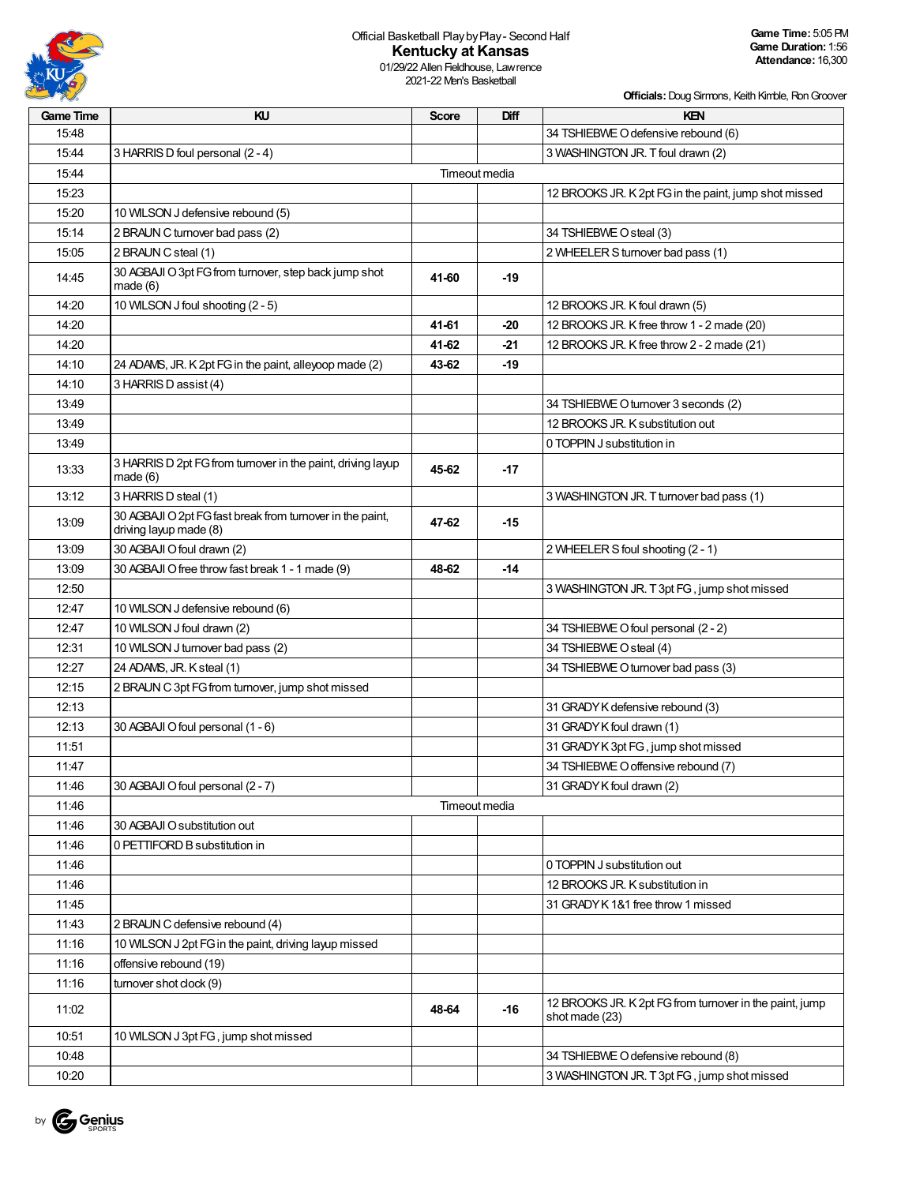Official Basketball Play by Play - Second Half

# Kentucky at Kansas

01/29/22 Allen Fieldhouse, Lawrence
2021-22 Men's Basketball

**Game Time:** 5:05 PM
**Game Duration:** 1:56
**Attendance:** 16,300

**Officials:** Doug Sirmons, Keith Kimble, Ron Groover

| Game Time | KU | Score | Diff | KEN |
|---|---|---|---|---|
| 15:48 | | | | 34 TSHIEBWE O defensive rebound (6) |
| 15:44 | 3 HARRIS D foul personal (2 - 4) | | | 3 WASHINGTON JR. T foul drawn (2) |
| 15:44 | Timeout media | | | |
| 15:23 | | | | 12 BROOKS JR. K 2pt FG in the paint, jump shot missed |
| 15:20 | 10 WILSON J defensive rebound (5) | | | |
| 15:14 | 2 BRAUN C turnover bad pass (2) | | | 34 TSHIEBWE O steal (3) |
| 15:05 | 2 BRAUN C steal (1) | | | 2 WHEELER S turnover bad pass (1) |
| 14:45 | 30 AGBAJI O 3pt FG from turnover, step back jump shot made (6) | 41-60 | -19 | |
| 14:20 | 10 WILSON J foul shooting (2 - 5) | | | 12 BROOKS JR. K foul drawn (5) |
| 14:20 | | 41-61 | -20 | 12 BROOKS JR. K free throw 1 - 2 made (20) |
| 14:20 | | 41-62 | -21 | 12 BROOKS JR. K free throw 2 - 2 made (21) |
| 14:10 | 24 ADAMS, JR. K 2pt FG in the paint, alleyoop made (2) | 43-62 | -19 | |
| 14:10 | 3 HARRIS D assist (4) | | | |
| 13:49 | | | | 34 TSHIEBWE O turnover 3 seconds (2) |
| 13:49 | | | | 12 BROOKS JR. K substitution out |
| 13:49 | | | | 0 TOPPIN J substitution in |
| 13:33 | 3 HARRIS D 2pt FG from turnover in the paint, driving layup made (6) | 45-62 | -17 | |
| 13:12 | 3 HARRIS D steal (1) | | | 3 WASHINGTON JR. T turnover bad pass (1) |
| 13:09 | 30 AGBAJI O 2pt FG fast break from turnover in the paint, driving layup made (8) | 47-62 | -15 | |
| 13:09 | 30 AGBAJI O foul drawn (2) | | | 2 WHEELER S foul shooting (2 - 1) |
| 13:09 | 30 AGBAJI O free throw fast break 1 - 1 made (9) | 48-62 | -14 | |
| 12:50 | | | | 3 WASHINGTON JR. T 3pt FG , jump shot missed |
| 12:47 | 10 WILSON J defensive rebound (6) | | | |
| 12:47 | 10 WILSON J foul drawn (2) | | | 34 TSHIEBWE O foul personal (2 - 2) |
| 12:31 | 10 WILSON J turnover bad pass (2) | | | 34 TSHIEBWE O steal (4) |
| 12:27 | 24 ADAMS, JR. K steal (1) | | | 34 TSHIEBWE O turnover bad pass (3) |
| 12:15 | 2 BRAUN C 3pt FG from turnover, jump shot missed | | | |
| 12:13 | | | | 31 GRADY K defensive rebound (3) |
| 12:13 | 30 AGBAJI O foul personal (1 - 6) | | | 31 GRADY K foul drawn (1) |
| 11:51 | | | | 31 GRADY K 3pt FG , jump shot missed |
| 11:47 | | | | 34 TSHIEBWE O offensive rebound (7) |
| 11:46 | 30 AGBAJI O foul personal (2 - 7) | | | 31 GRADY K foul drawn (2) |
| 11:46 | Timeout media | | | |
| 11:46 | 30 AGBAJI O substitution out | | | |
| 11:46 | 0 PETTIFORD B substitution in | | | |
| 11:46 | | | | 0 TOPPIN J substitution out |
| 11:46 | | | | 12 BROOKS JR. K substitution in |
| 11:45 | | | | 31 GRADY K 1&1 free throw 1 missed |
| 11:43 | 2 BRAUN C defensive rebound (4) | | | |
| 11:16 | 10 WILSON J 2pt FG in the paint, driving layup missed | | | |
| 11:16 | offensive rebound (19) | | | |
| 11:16 | turnover shot clock (9) | | | |
| 11:02 | | 48-64 | -16 | 12 BROOKS JR. K 2pt FG from turnover in the paint, jump shot made (23) |
| 10:51 | 10 WILSON J 3pt FG , jump shot missed | | | |
| 10:48 | | | | 34 TSHIEBWE O defensive rebound (8) |
| 10:20 | | | | 3 WASHINGTON JR. T 3pt FG , jump shot missed |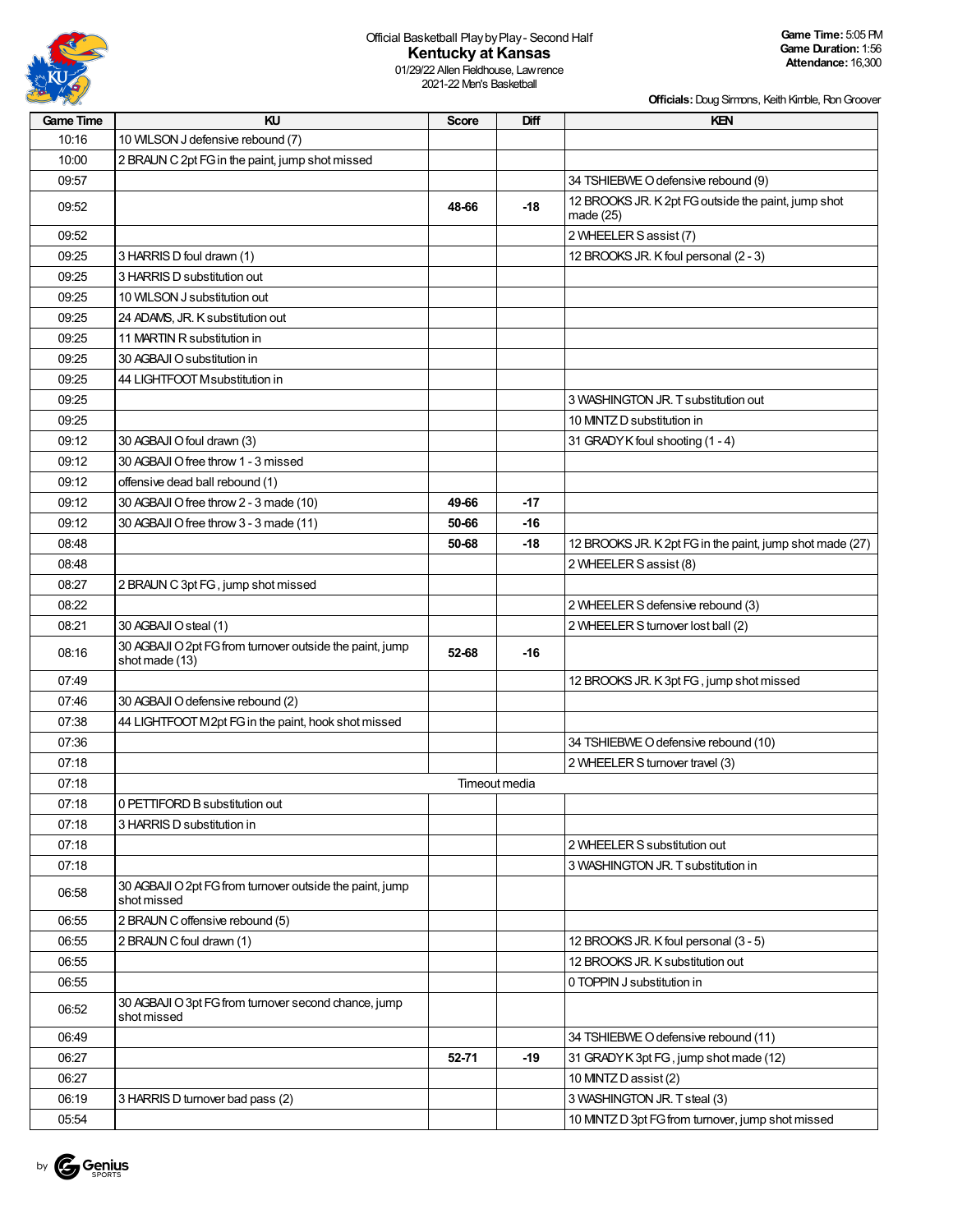Official Basketball Play by Play - Second Half

# Kentucky at Kansas

01/29/22 Allen Fieldhouse, Lawrence
2021-22 Men's Basketball

**Game Time:** 5:05 PM
**Game Duration:** 1:56
**Attendance:** 16,300

**Officials:** Doug Sirmons, Keith Kimble, Ron Groover

| Game Time | KU | Score | Diff | KEN |
|---|---|---|---|---|
| 10:16 | 10 WILSON J defensive rebound (7) | | | |
| 10:00 | 2 BRAUN C 2pt FG in the paint, jump shot missed | | | |
| 09:57 | | | | 34 TSHIEBWE O defensive rebound (9) |
| 09:52 | | **48-66** | **-18** | 12 BROOKS JR. K 2pt FG outside the paint, jump shot made (25) |
| 09:52 | | | | 2 WHEELER S assist (7) |
| 09:25 | 3 HARRIS D foul drawn (1) | | | 12 BROOKS JR. K foul personal (2 - 3) |
| 09:25 | 3 HARRIS D substitution out | | | |
| 09:25 | 10 WILSON J substitution out | | | |
| 09:25 | 24 ADAMS, JR. K substitution out | | | |
| 09:25 | 11 MARTIN R substitution in | | | |
| 09:25 | 30 AGBAJI O substitution in | | | |
| 09:25 | 44 LIGHTFOOT M substitution in | | | |
| 09:25 | | | | 3 WASHINGTON JR. T substitution out |
| 09:25 | | | | 10 MINTZ D substitution in |
| 09:12 | 30 AGBAJI O foul drawn (3) | | | 31 GRADY K foul shooting (1 - 4) |
| 09:12 | 30 AGBAJI O free throw 1 - 3 missed | | | |
| 09:12 | offensive dead ball rebound (1) | | | |
| 09:12 | 30 AGBAJI O free throw 2 - 3 made (10) | **49-66** | **-17** | |
| 09:12 | 30 AGBAJI O free throw 3 - 3 made (11) | **50-66** | **-16** | |
| 08:48 | | **50-68** | **-18** | 12 BROOKS JR. K 2pt FG in the paint, jump shot made (27) |
| 08:48 | | | | 2 WHEELER S assist (8) |
| 08:27 | 2 BRAUN C 3pt FG , jump shot missed | | | |
| 08:22 | | | | 2 WHEELER S defensive rebound (3) |
| 08:21 | 30 AGBAJI O steal (1) | | | 2 WHEELER S turnover lost ball (2) |
| 08:16 | 30 AGBAJI O 2pt FG from turnover outside the paint, jump shot made (13) | **52-68** | **-16** | |
| 07:49 | | | | 12 BROOKS JR. K 3pt FG , jump shot missed |
| 07:46 | 30 AGBAJI O defensive rebound (2) | | | |
| 07:38 | 44 LIGHTFOOT M 2pt FG in the paint, hook shot missed | | | |
| 07:36 | | | | 34 TSHIEBWE O defensive rebound (10) |
| 07:18 | | | | 2 WHEELER S turnover travel (3) |
| 07:18 | | Timeout media | | |
| 07:18 | 0 PETTIFORD B substitution out | | | |
| 07:18 | 3 HARRIS D substitution in | | | |
| 07:18 | | | | 2 WHEELER S substitution out |
| 07:18 | | | | 3 WASHINGTON JR. T substitution in |
| 06:58 | 30 AGBAJI O 2pt FG from turnover outside the paint, jump shot missed | | | |
| 06:55 | 2 BRAUN C offensive rebound (5) | | | |
| 06:55 | 2 BRAUN C foul drawn (1) | | | 12 BROOKS JR. K foul personal (3 - 5) |
| 06:55 | | | | 12 BROOKS JR. K substitution out |
| 06:55 | | | | 0 TOPPIN J substitution in |
| 06:52 | 30 AGBAJI O 3pt FG from turnover second chance, jump shot missed | | | |
| 06:49 | | | | 34 TSHIEBWE O defensive rebound (11) |
| 06:27 | | **52-71** | **-19** | 31 GRADY K 3pt FG , jump shot made (12) |
| 06:27 | | | | 10 MINTZ D assist (2) |
| 06:19 | 3 HARRIS D turnover bad pass (2) | | | 3 WASHINGTON JR. T steal (3) |
| 05:54 | | | | 10 MINTZ D 3pt FG from turnover, jump shot missed |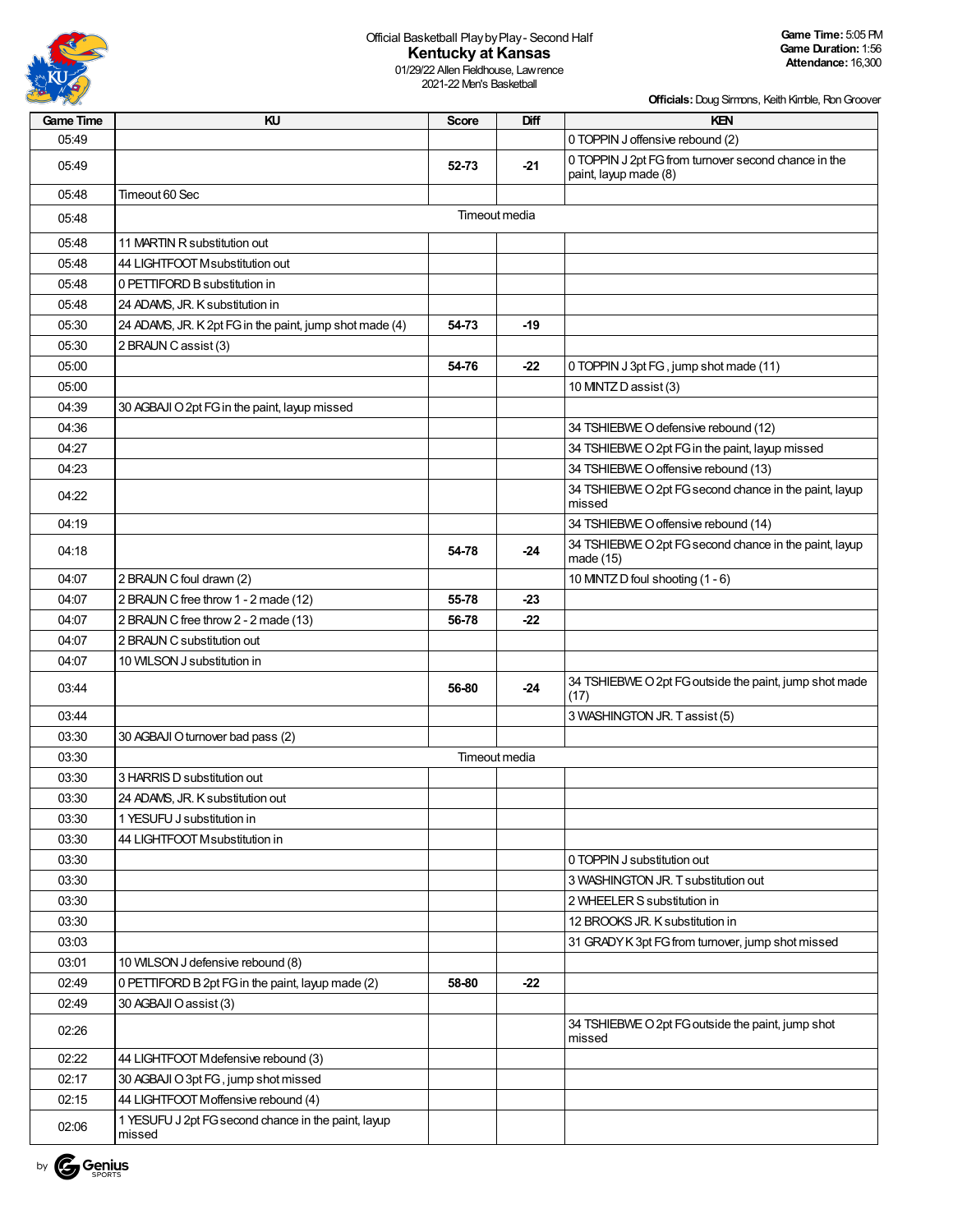Official Basketball Play by Play - Second Half

# Kentucky at Kansas

01/29/22 Allen Fieldhouse, Lawrence
2021-22 Men's Basketball

**Game Time:** 5:05 PM
**Game Duration:** 1:56
**Attendance:** 16,300

**Officials:** Doug Sirmons, Keith Kimble, Ron Groover

| Game Time | KU | Score | Diff | KEN |
|---|---|---|---|---|
| 05:49 | | | | 0 TOPPIN J offensive rebound (2) |
| 05:49 | | 52-73 | -21 | 0 TOPPIN J 2pt FG from turnover second chance in the paint, layup made (8) |
| 05:48 | Timeout 60 Sec | | | |
| 05:48 | | Timeout media | | |
| 05:48 | 11 MARTIN R substitution out | | | |
| 05:48 | 44 LIGHTFOOT M substitution out | | | |
| 05:48 | 0 PETTIFORD B substitution in | | | |
| 05:48 | 24 ADAMS, JR. K substitution in | | | |
| 05:30 | 24 ADAMS, JR. K 2pt FG in the paint, jump shot made (4) | 54-73 | -19 | |
| 05:30 | 2 BRAUN C assist (3) | | | |
| 05:00 | | 54-76 | -22 | 0 TOPPIN J 3pt FG , jump shot made (11) |
| 05:00 | | | | 10 MINTZ D assist (3) |
| 04:39 | 30 AGBAJI O 2pt FG in the paint, layup missed | | | |
| 04:36 | | | | 34 TSHIEBWE O defensive rebound (12) |
| 04:27 | | | | 34 TSHIEBWE O 2pt FG in the paint, layup missed |
| 04:23 | | | | 34 TSHIEBWE O offensive rebound (13) |
| 04:22 | | | | 34 TSHIEBWE O 2pt FG second chance in the paint, layup missed |
| 04:19 | | | | 34 TSHIEBWE O offensive rebound (14) |
| 04:18 | | 54-78 | -24 | 34 TSHIEBWE O 2pt FG second chance in the paint, layup made (15) |
| 04:07 | 2 BRAUN C foul drawn (2) | | | 10 MINTZ D foul shooting (1 - 6) |
| 04:07 | 2 BRAUN C free throw 1 - 2 made (12) | 55-78 | -23 | |
| 04:07 | 2 BRAUN C free throw 2 - 2 made (13) | 56-78 | -22 | |
| 04:07 | 2 BRAUN C substitution out | | | |
| 04:07 | 10 WILSON J substitution in | | | |
| 03:44 | | 56-80 | -24 | 34 TSHIEBWE O 2pt FG outside the paint, jump shot made (17) |
| 03:44 | | | | 3 WASHINGTON JR. T assist (5) |
| 03:30 | 30 AGBAJI O turnover bad pass (2) | | | |
| 03:30 | | Timeout media | | |
| 03:30 | 3 HARRIS D substitution out | | | |
| 03:30 | 24 ADAMS, JR. K substitution out | | | |
| 03:30 | 1 YESUFU J substitution in | | | |
| 03:30 | 44 LIGHTFOOT M substitution in | | | |
| 03:30 | | | | 0 TOPPIN J substitution out |
| 03:30 | | | | 3 WASHINGTON JR. T substitution out |
| 03:30 | | | | 2 WHEELER S substitution in |
| 03:30 | | | | 12 BROOKS JR. K substitution in |
| 03:03 | | | | 31 GRADY K 3pt FG from turnover, jump shot missed |
| 03:01 | 10 WILSON J defensive rebound (8) | | | |
| 02:49 | 0 PETTIFORD B 2pt FG in the paint, layup made (2) | 58-80 | -22 | |
| 02:49 | 30 AGBAJI O assist (3) | | | |
| 02:26 | | | | 34 TSHIEBWE O 2pt FG outside the paint, jump shot missed |
| 02:22 | 44 LIGHTFOOT M defensive rebound (3) | | | |
| 02:17 | 30 AGBAJI O 3pt FG , jump shot missed | | | |
| 02:15 | 44 LIGHTFOOT M offensive rebound (4) | | | |
| 02:06 | 1 YESUFU J 2pt FG second chance in the paint, layup missed | | | |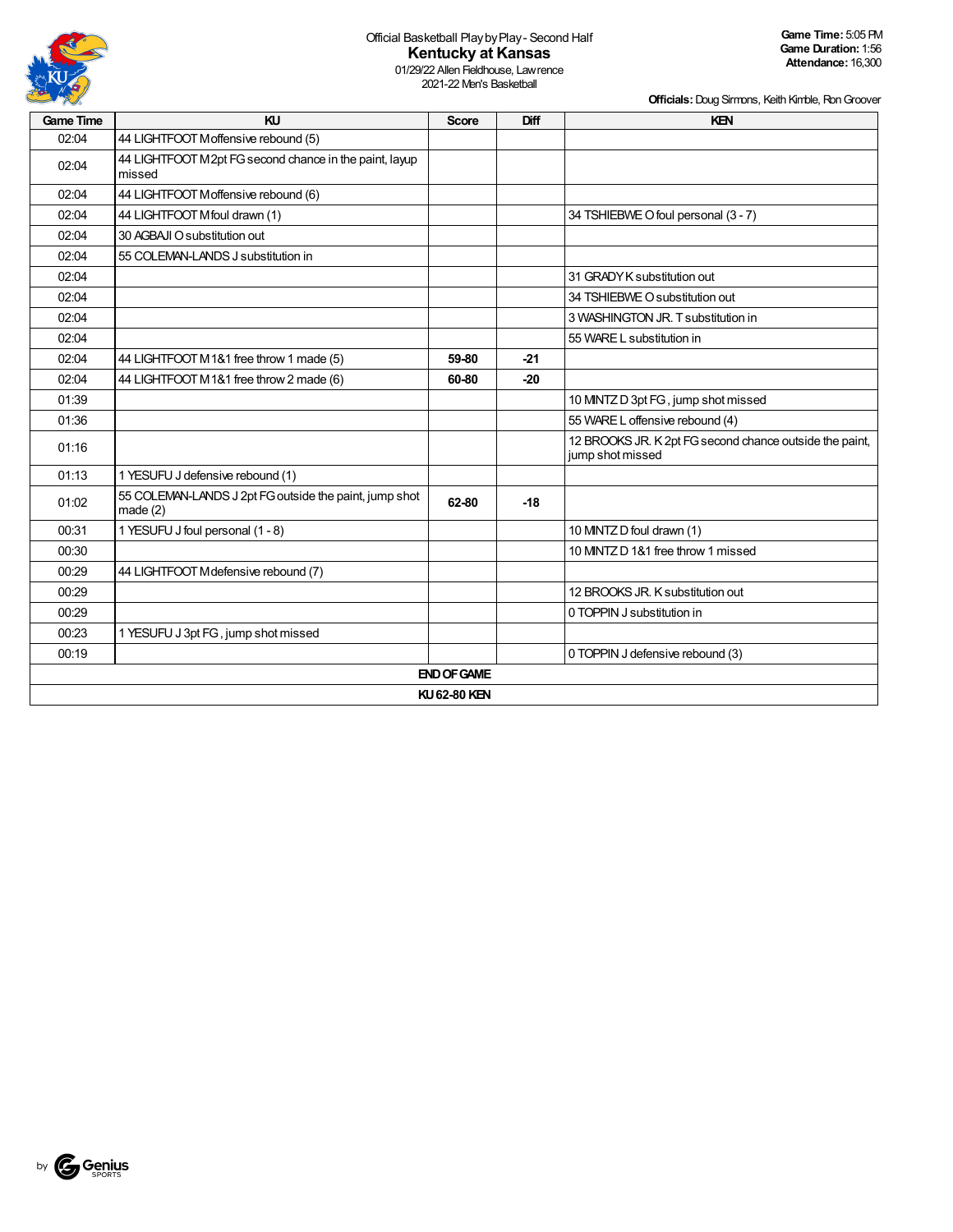Official Basketball Play by Play - Second Half

# Kentucky at Kansas

01/29/22 Allen Fieldhouse, Lawrence
2021-22 Men's Basketball

**Game Time:** 5:05 PM
**Game Duration:** 1:56
**Attendance:** 16,300

**Officials:** Doug Sirmons, Keith Kimble, Ron Groover

| Game Time | KU | Score | Diff | KEN |
|---|---|---|---|---|
| 02:04 | 44 LIGHTFOOT M offensive rebound (5) | | | |
| 02:04 | 44 LIGHTFOOT M 2pt FG second chance in the paint, layup missed | | | |
| 02:04 | 44 LIGHTFOOT M offensive rebound (6) | | | |
| 02:04 | 44 LIGHTFOOT M foul drawn (1) | | | 34 TSHIEBWE O foul personal (3 - 7) |
| 02:04 | 30 AGBAJI O substitution out | | | |
| 02:04 | 55 COLEMAN-LANDS J substitution in | | | |
| 02:04 | | | | 31 GRADY K substitution out |
| 02:04 | | | | 34 TSHIEBWE O substitution out |
| 02:04 | | | | 3 WASHINGTON JR. T substitution in |
| 02:04 | | | | 55 WARE L substitution in |
| 02:04 | 44 LIGHTFOOT M 1&1 free throw 1 made (5) | 59-80 | -21 | |
| 02:04 | 44 LIGHTFOOT M 1&1 free throw 2 made (6) | 60-80 | -20 | |
| 01:39 | | | | 10 MINTZ D 3pt FG , jump shot missed |
| 01:36 | | | | 55 WARE L offensive rebound (4) |
| 01:16 | | | | 12 BROOKS JR. K 2pt FG second chance outside the paint, jump shot missed |
| 01:13 | 1 YESUFU J defensive rebound (1) | | | |
| 01:02 | 55 COLEMAN-LANDS J 2pt FG outside the paint, jump shot made (2) | 62-80 | -18 | |
| 00:31 | 1 YESUFU J foul personal (1 - 8) | | | 10 MINTZ D foul drawn (1) |
| 00:30 | | | | 10 MINTZ D 1&1 free throw 1 missed |
| 00:29 | 44 LIGHTFOOT M defensive rebound (7) | | | |
| 00:29 | | | | 12 BROOKS JR. K substitution out |
| 00:29 | | | | 0 TOPPIN J substitution in |
| 00:23 | 1 YESUFU J 3pt FG , jump shot missed | | | |
| 00:19 | | | | 0 TOPPIN J defensive rebound (3) |
| END OF GAME | | | | |
| KU 62-80 KEN | | | | |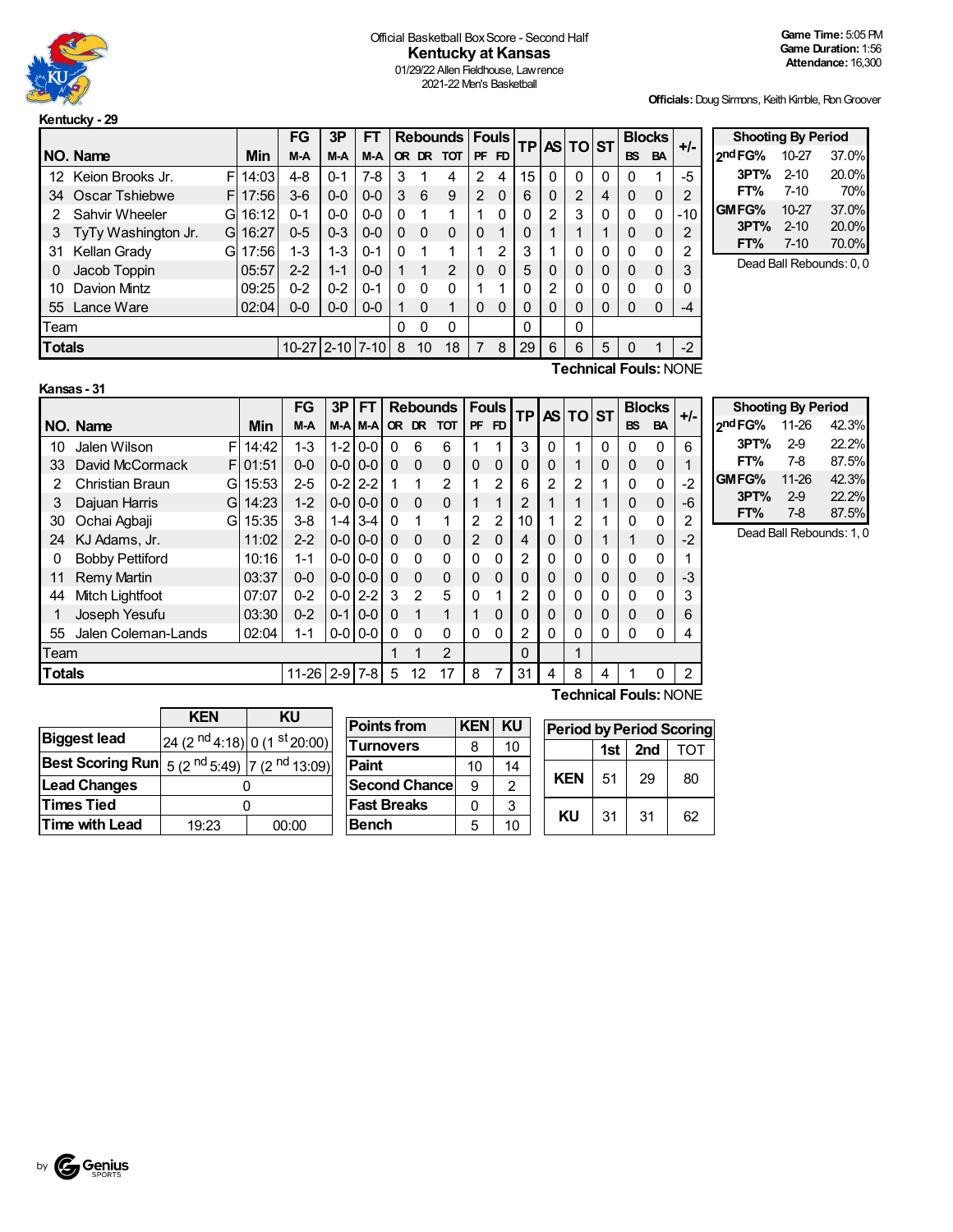Official Basketball Box Score - Second Half

# Kentucky at Kansas

01/29/22 Allen Fieldhouse, Lawrence
2021-22 Men's Basketball

**Game Time:** 5:05 PM
**Game Duration:** 1:56
**Attendance:** 16,300

**Officials:** Doug Sirmons, Keith Kimble, Ron Groover

## Kentucky - 29

| NO. | Name | | Min | FG M-A | 3P M-A | FT M-A | OR | DR | TOT | PF | FD | TP | AS | TO | ST | BS | BA | +/- |
|---|---|---|---|---|---|---|---|---|---|---|---|---|---|---|---|---|---|---|
| 12 | Keion Brooks Jr. | F | 14:03 | 4-8 | 0-1 | 7-8 | 3 | 1 | 4 | 2 | 4 | 15 | 0 | 0 | 0 | 0 | 1 | -5 |
| 34 | Oscar Tshiebwe | F | 17:56 | 3-6 | 0-0 | 0-0 | 3 | 6 | 9 | 2 | 0 | 6 | 0 | 2 | 4 | 0 | 0 | 2 |
| 2 | Sahvir Wheeler | G | 16:12 | 0-1 | 0-0 | 0-0 | 0 | 1 | 1 | 1 | 0 | 0 | 2 | 3 | 0 | 0 | 0 | -10 |
| 3 | TyTy Washington Jr. | G | 16:27 | 0-5 | 0-3 | 0-0 | 0 | 0 | 0 | 0 | 1 | 0 | 1 | 1 | 1 | 0 | 0 | 2 |
| 31 | Kellan Grady | G | 17:56 | 1-3 | 1-3 | 0-1 | 0 | 1 | 1 | 1 | 2 | 3 | 1 | 0 | 0 | 0 | 0 | 2 |
| 0 | Jacob Toppin | | 05:57 | 2-2 | 1-1 | 0-0 | 1 | 1 | 2 | 0 | 0 | 5 | 0 | 0 | 0 | 0 | 0 | 3 |
| 10 | Davion Mintz | | 09:25 | 0-2 | 0-2 | 0-1 | 0 | 0 | 0 | 1 | 1 | 0 | 2 | 0 | 0 | 0 | 0 | 0 |
| 55 | Lance Ware | | 02:04 | 0-0 | 0-0 | 0-0 | 1 | 0 | 1 | 0 | 0 | 0 | 0 | 0 | 0 | 0 | 0 | -4 |
| | Team | | | | | | 0 | 0 | 0 | | | 0 | | 0 | | | | |
| | **Totals** | | | 10-27 | 2-10 | 7-10 | 8 | 10 | 18 | 7 | 8 | 29 | 6 | 6 | 5 | 0 | 1 | -2 |

Technical Fouls: NONE

| Shooting By Period | | |
|---|---|---|
| 2nd FG% | 10-27 | 37.0% |
| 3PT% | 2-10 | 20.0% |
| FT% | 7-10 | 70% |
| GM FG% | 10-27 | 37.0% |
| 3PT% | 2-10 | 20.0% |
| FT% | 7-10 | 70.0% |

Dead Ball Rebounds: 0, 0

## Kansas - 31

| NO. | Name | | Min | FG M-A | 3P M-A | FT M-A | OR | DR | TOT | PF | FD | TP | AS | TO | ST | BS | BA | +/- |
|---|---|---|---|---|---|---|---|---|---|---|---|---|---|---|---|---|---|---|
| 10 | Jalen Wilson | F | 14:42 | 1-3 | 1-2 | 0-0 | 0 | 6 | 6 | 1 | 1 | 3 | 0 | 1 | 0 | 0 | 0 | 6 |
| 33 | David McCormack | F | 01:51 | 0-0 | 0-0 | 0-0 | 0 | 0 | 0 | 0 | 0 | 0 | 0 | 1 | 0 | 0 | 0 | 1 |
| 2 | Christian Braun | G | 15:53 | 2-5 | 0-2 | 2-2 | 1 | 1 | 2 | 1 | 2 | 6 | 2 | 2 | 1 | 0 | 0 | -2 |
| 3 | Dajuan Harris | G | 14:23 | 1-2 | 0-0 | 0-0 | 0 | 0 | 0 | 1 | 1 | 2 | 1 | 1 | 1 | 0 | 0 | -6 |
| 30 | Ochai Agbaji | G | 15:35 | 3-8 | 1-4 | 3-4 | 0 | 1 | 1 | 2 | 2 | 10 | 1 | 2 | 1 | 0 | 0 | 2 |
| 24 | KJ Adams, Jr. | | 11:02 | 2-2 | 0-0 | 0-0 | 0 | 0 | 0 | 2 | 0 | 4 | 0 | 0 | 1 | 1 | 0 | -2 |
| 0 | Bobby Pettiford | | 10:16 | 1-1 | 0-0 | 0-0 | 0 | 0 | 0 | 0 | 0 | 2 | 0 | 0 | 0 | 0 | 0 | 1 |
| 11 | Remy Martin | | 03:37 | 0-0 | 0-0 | 0-0 | 0 | 0 | 0 | 0 | 0 | 0 | 0 | 0 | 0 | 0 | 0 | -3 |
| 44 | Mitch Lightfoot | | 07:07 | 0-2 | 0-0 | 2-2 | 3 | 2 | 5 | 0 | 1 | 2 | 0 | 0 | 0 | 0 | 0 | 3 |
| 1 | Joseph Yesufu | | 03:30 | 0-2 | 0-1 | 0-0 | 0 | 1 | 1 | 1 | 0 | 0 | 0 | 0 | 0 | 0 | 0 | 6 |
| 55 | Jalen Coleman-Lands | | 02:04 | 1-1 | 0-0 | 0-0 | 0 | 0 | 0 | 0 | 0 | 2 | 0 | 0 | 0 | 0 | 0 | 4 |
| | Team | | | | | | 1 | 1 | 2 | | | 0 | | 1 | | | | |
| | **Totals** | | | 11-26 | 2-9 | 7-8 | 5 | 12 | 17 | 8 | 7 | 31 | 4 | 8 | 4 | 1 | 0 | 2 |

Technical Fouls: NONE

| Shooting By Period | | |
|---|---|---|
| 2nd FG% | 11-26 | 42.3% |
| 3PT% | 2-9 | 22.2% |
| FT% | 7-8 | 87.5% |
| GM FG% | 11-26 | 42.3% |
| 3PT% | 2-9 | 22.2% |
| FT% | 7-8 | 87.5% |

Dead Ball Rebounds: 1, 0

| | KEN | KU |
|---|---|---|
| Biggest lead | 24 (2nd 4:18) | 0 (1st 20:00) |
| Best Scoring Run | 5 (2nd 5:49) | 7 (2nd 13:09) |
| Lead Changes | 0 | |
| Times Tied | 0 | |
| Time with Lead | 19:23 | 00:00 |

| Points from | KEN | KU |
|---|---|---|
| Turnovers | 8 | 10 |
| Paint | 10 | 14 |
| Second Chance | 9 | 2 |
| Fast Breaks | 0 | 3 |
| Bench | 5 | 10 |

| Period by Period Scoring | 1st | 2nd | TOT |
|---|---|---|---|
| KEN | 51 | 29 | 80 |
| KU | 31 | 31 | 62 |